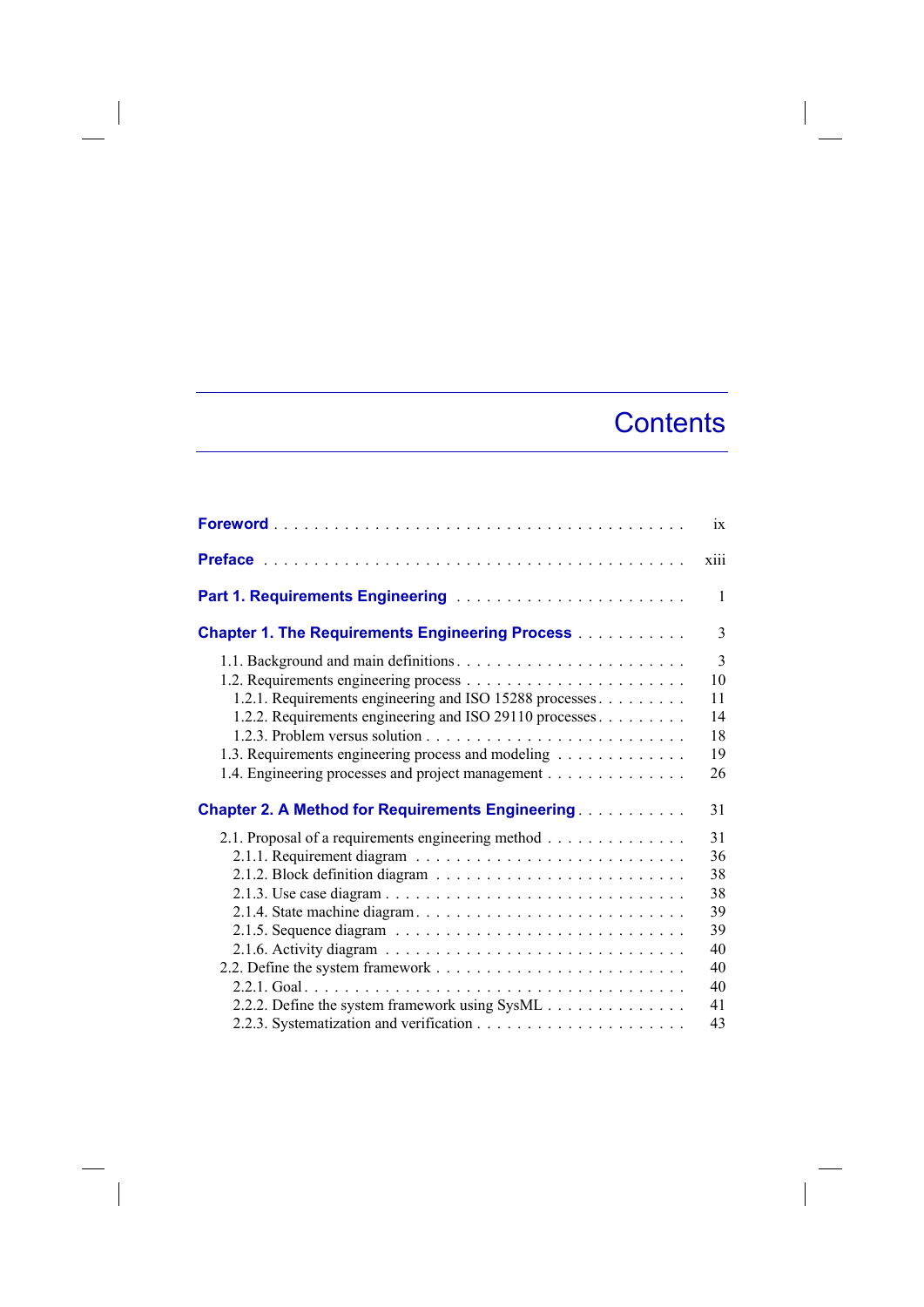# Contents

**Foreword** . . . . . . . . . . . . . . . . . . . . . . . . . . . . . . . . . . . . . . . . ix

**Preface** . . . . . . . . . . . . . . . . . . . . . . . . . . . . . . . . . . . . . . . . . xiii

**Part 1. Requirements Engineering** . . . . . . . . . . . . . . . . . . . . . . . 1

**Chapter 1. The Requirements Engineering Process** . . . . . . . . . . . 3

- 1.1. Background and main definitions . . . . . . . . . . . . . . . . . . . . . . . 3
- 1.2. Requirements engineering process . . . . . . . . . . . . . . . . . . . . . . 10
  - 1.2.1. Requirements engineering and ISO 15288 processes . . . . . . . . . 11
  - 1.2.2. Requirements engineering and ISO 29110 processes . . . . . . . . . 14
  - 1.2.3. Problem versus solution . . . . . . . . . . . . . . . . . . . . . . . . . . 18
- 1.3. Requirements engineering process and modeling . . . . . . . . . . . . . 19
- 1.4. Engineering processes and project management . . . . . . . . . . . . . . 26

**Chapter 2. A Method for Requirements Engineering** . . . . . . . . . . . 31

- 2.1. Proposal of a requirements engineering method . . . . . . . . . . . . . . 31
  - 2.1.1. Requirement diagram . . . . . . . . . . . . . . . . . . . . . . . . . . . 36
  - 2.1.2. Block definition diagram . . . . . . . . . . . . . . . . . . . . . . . . . 38
  - 2.1.3. Use case diagram . . . . . . . . . . . . . . . . . . . . . . . . . . . . . 38
  - 2.1.4. State machine diagram . . . . . . . . . . . . . . . . . . . . . . . . . . 39
  - 2.1.5. Sequence diagram . . . . . . . . . . . . . . . . . . . . . . . . . . . . . 39
  - 2.1.6. Activity diagram . . . . . . . . . . . . . . . . . . . . . . . . . . . . . . 40
- 2.2. Define the system framework . . . . . . . . . . . . . . . . . . . . . . . . . 40
  - 2.2.1. Goal . . . . . . . . . . . . . . . . . . . . . . . . . . . . . . . . . . . . . 40
  - 2.2.2. Define the system framework using SysML . . . . . . . . . . . . . . 41
  - 2.2.3. Systematization and verification . . . . . . . . . . . . . . . . . . . . . 43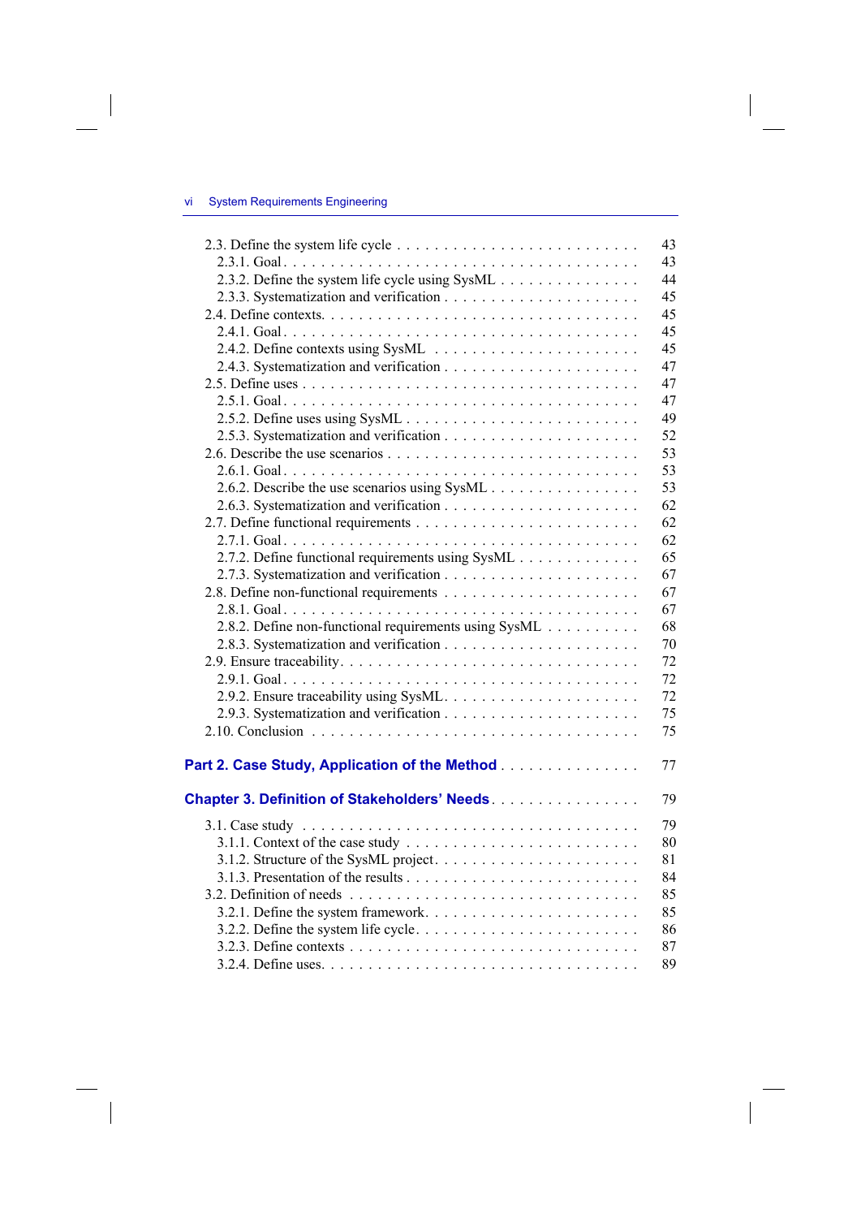2.3. Define the system life cycle . . . . . . . . . . . . . . . . . . . . . . . . . . 43
  2.3.1. Goal . . . . . . . . . . . . . . . . . . . . . . . . . . . . . . . . . . . . 43
  2.3.2. Define the system life cycle using SysML . . . . . . . . . . . . . . . 44
  2.3.3. Systematization and verification . . . . . . . . . . . . . . . . . . . . 45
2.4. Define contexts. . . . . . . . . . . . . . . . . . . . . . . . . . . . . . . . . 45
  2.4.1. Goal . . . . . . . . . . . . . . . . . . . . . . . . . . . . . . . . . . . . 45
  2.4.2. Define contexts using SysML . . . . . . . . . . . . . . . . . . . . . . 45
  2.4.3. Systematization and verification . . . . . . . . . . . . . . . . . . . . 47
2.5. Define uses . . . . . . . . . . . . . . . . . . . . . . . . . . . . . . . . . . 47
  2.5.1. Goal . . . . . . . . . . . . . . . . . . . . . . . . . . . . . . . . . . . . 47
  2.5.2. Define uses using SysML . . . . . . . . . . . . . . . . . . . . . . . . 49
  2.5.3. Systematization and verification . . . . . . . . . . . . . . . . . . . . 52
2.6. Describe the use scenarios . . . . . . . . . . . . . . . . . . . . . . . . . . 53
  2.6.1. Goal . . . . . . . . . . . . . . . . . . . . . . . . . . . . . . . . . . . . 53
  2.6.2. Describe the use scenarios using SysML . . . . . . . . . . . . . . . . 53
  2.6.3. Systematization and verification . . . . . . . . . . . . . . . . . . . . 62
2.7. Define functional requirements . . . . . . . . . . . . . . . . . . . . . . . 62
  2.7.1. Goal . . . . . . . . . . . . . . . . . . . . . . . . . . . . . . . . . . . . 62
  2.7.2. Define functional requirements using SysML . . . . . . . . . . . . . 65
  2.7.3. Systematization and verification . . . . . . . . . . . . . . . . . . . . 67
2.8. Define non-functional requirements . . . . . . . . . . . . . . . . . . . . . 67
  2.8.1. Goal . . . . . . . . . . . . . . . . . . . . . . . . . . . . . . . . . . . . 67
  2.8.2. Define non-functional requirements using SysML . . . . . . . . . . 68
  2.8.3. Systematization and verification . . . . . . . . . . . . . . . . . . . . 70
2.9. Ensure traceability. . . . . . . . . . . . . . . . . . . . . . . . . . . . . . . 72
  2.9.1. Goal . . . . . . . . . . . . . . . . . . . . . . . . . . . . . . . . . . . . 72
  2.9.2. Ensure traceability using SysML. . . . . . . . . . . . . . . . . . . . . 72
  2.9.3. Systematization and verification . . . . . . . . . . . . . . . . . . . . 75
2.10. Conclusion . . . . . . . . . . . . . . . . . . . . . . . . . . . . . . . . . . 75

**Part 2. Case Study, Application of the Method** . . . . . . . . . . . . . . . 77

**Chapter 3. Definition of Stakeholders' Needs** . . . . . . . . . . . . . . . . 79

3.1. Case study . . . . . . . . . . . . . . . . . . . . . . . . . . . . . . . . . . 79
  3.1.1. Context of the case study . . . . . . . . . . . . . . . . . . . . . . . . 80
  3.1.2. Structure of the SysML project. . . . . . . . . . . . . . . . . . . . . . 81
  3.1.3. Presentation of the results . . . . . . . . . . . . . . . . . . . . . . . . 84
3.2. Definition of needs . . . . . . . . . . . . . . . . . . . . . . . . . . . . . . 85
  3.2.1. Define the system framework. . . . . . . . . . . . . . . . . . . . . . . 85
  3.2.2. Define the system life cycle. . . . . . . . . . . . . . . . . . . . . . . . 86
  3.2.3. Define contexts . . . . . . . . . . . . . . . . . . . . . . . . . . . . . . 87
  3.2.4. Define uses. . . . . . . . . . . . . . . . . . . . . . . . . . . . . . . . . 89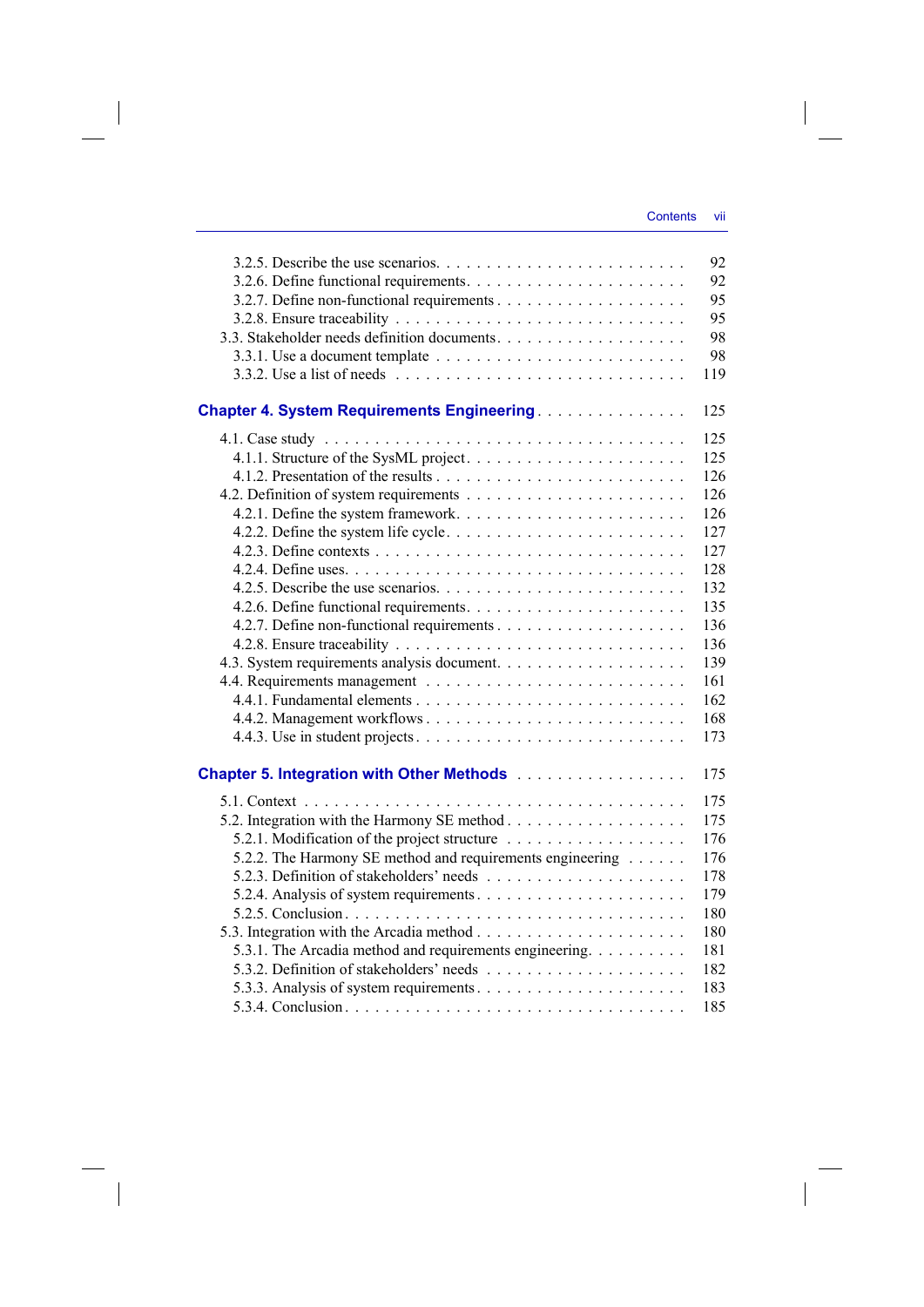3.2.5. Describe the use scenarios . . . . . . . . . . . . . . . . . . . . . . . . 92
3.2.6. Define functional requirements . . . . . . . . . . . . . . . . . . . . . 92
3.2.7. Define non-functional requirements . . . . . . . . . . . . . . . . . . 95
3.2.8. Ensure traceability . . . . . . . . . . . . . . . . . . . . . . . . . . . 95
3.3. Stakeholder needs definition documents . . . . . . . . . . . . . . . . . . 98
3.3.1. Use a document template . . . . . . . . . . . . . . . . . . . . . . . 98
3.3.2. Use a list of needs . . . . . . . . . . . . . . . . . . . . . . . . . . . 119

**Chapter 4. System Requirements Engineering** . . . . . . . . . . . . . . . 125

4.1. Case study . . . . . . . . . . . . . . . . . . . . . . . . . . . . . . . . . 125
4.1.1. Structure of the SysML project . . . . . . . . . . . . . . . . . . . . 125
4.1.2. Presentation of the results . . . . . . . . . . . . . . . . . . . . . . . 126
4.2. Definition of system requirements . . . . . . . . . . . . . . . . . . . . . 126
4.2.1. Define the system framework . . . . . . . . . . . . . . . . . . . . . 126
4.2.2. Define the system life cycle . . . . . . . . . . . . . . . . . . . . . . 127
4.2.3. Define contexts . . . . . . . . . . . . . . . . . . . . . . . . . . . . . 127
4.2.4. Define uses . . . . . . . . . . . . . . . . . . . . . . . . . . . . . . . 128
4.2.5. Describe the use scenarios . . . . . . . . . . . . . . . . . . . . . . . 132
4.2.6. Define functional requirements . . . . . . . . . . . . . . . . . . . . . 135
4.2.7. Define non-functional requirements . . . . . . . . . . . . . . . . . . 136
4.2.8. Ensure traceability . . . . . . . . . . . . . . . . . . . . . . . . . . . 136
4.3. System requirements analysis document . . . . . . . . . . . . . . . . . . 139
4.4. Requirements management . . . . . . . . . . . . . . . . . . . . . . . . . 161
4.4.1. Fundamental elements . . . . . . . . . . . . . . . . . . . . . . . . . 162
4.4.2. Management workflows . . . . . . . . . . . . . . . . . . . . . . . . 168
4.4.3. Use in student projects . . . . . . . . . . . . . . . . . . . . . . . . . 173

**Chapter 5. Integration with Other Methods** . . . . . . . . . . . . . . . . . 175

5.1. Context . . . . . . . . . . . . . . . . . . . . . . . . . . . . . . . . . . . 175
5.2. Integration with the Harmony SE method . . . . . . . . . . . . . . . . . 175
5.2.1. Modification of the project structure . . . . . . . . . . . . . . . . . 176
5.2.2. The Harmony SE method and requirements engineering . . . . . . 176
5.2.3. Definition of stakeholders' needs . . . . . . . . . . . . . . . . . . . 178
5.2.4. Analysis of system requirements . . . . . . . . . . . . . . . . . . . . 179
5.2.5. Conclusion . . . . . . . . . . . . . . . . . . . . . . . . . . . . . . . 180
5.3. Integration with the Arcadia method . . . . . . . . . . . . . . . . . . . . 180
5.3.1. The Arcadia method and requirements engineering . . . . . . . . . 181
5.3.2. Definition of stakeholders' needs . . . . . . . . . . . . . . . . . . . 182
5.3.3. Analysis of system requirements . . . . . . . . . . . . . . . . . . . . 183
5.3.4. Conclusion . . . . . . . . . . . . . . . . . . . . . . . . . . . . . . . 185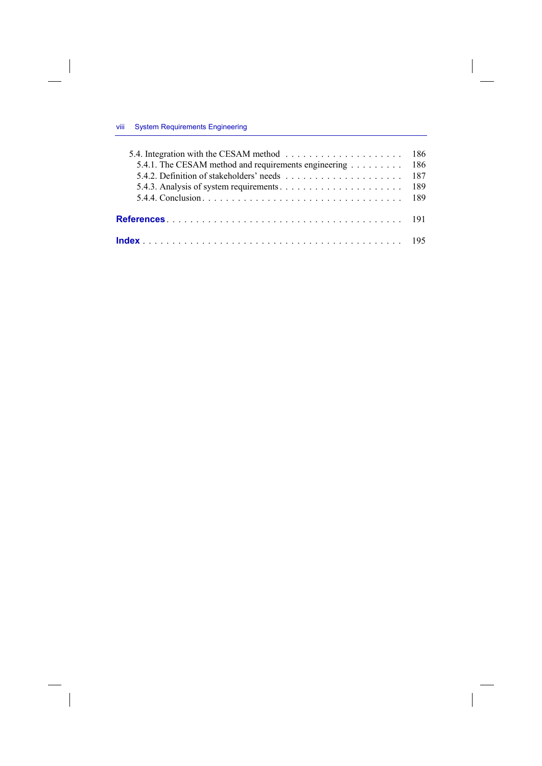5.4. Integration with the CESAM method . . . . . . . . . . . . . . . . . . . . . 186
- 5.4.1. The CESAM method and requirements engineering . . . . . . . . . 186
- 5.4.2. Definition of stakeholders' needs . . . . . . . . . . . . . . . . . . . . 187
- 5.4.3. Analysis of system requirements . . . . . . . . . . . . . . . . . . . . . 189
- 5.4.4. Conclusion . . . . . . . . . . . . . . . . . . . . . . . . . . . . . . . . . . 189

**References** . . . . . . . . . . . . . . . . . . . . . . . . . . . . . . . . . . . . . . 191

**Index** . . . . . . . . . . . . . . . . . . . . . . . . . . . . . . . . . . . . . . . . . . 195